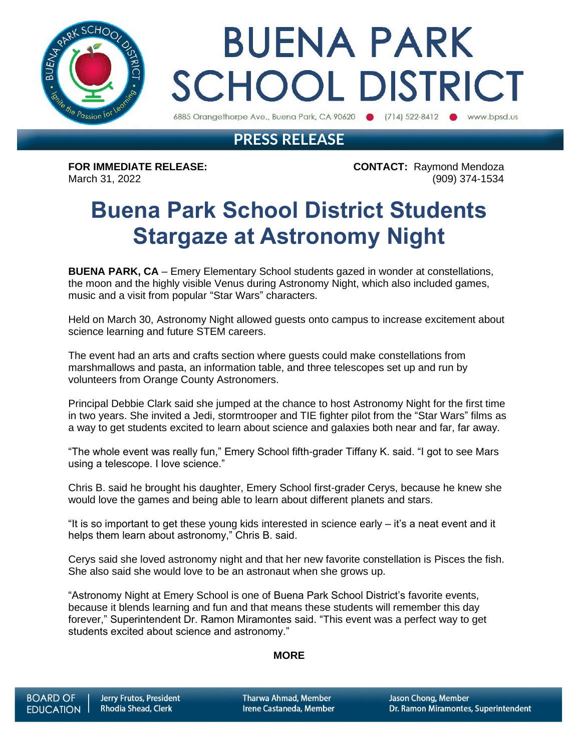# BUENA PARK SCHOOL DISTRICT

6885 Orangethorpe Ave., Buena Park, CA 90620 ● (714) 522-8412 ● www.bpsd.us

## PRESS RELEASE

**FOR IMMEDIATE RELEASE:**
March 31, 2022

**CONTACT:** Raymond Mendoza
(909) 374-1534

# Buena Park School District Students Stargaze at Astronomy Night

**BUENA PARK, CA** – Emery Elementary School students gazed in wonder at constellations, the moon and the highly visible Venus during Astronomy Night, which also included games, music and a visit from popular "Star Wars" characters.

Held on March 30, Astronomy Night allowed guests onto campus to increase excitement about science learning and future STEM careers.

The event had an arts and crafts section where guests could make constellations from marshmallows and pasta, an information table, and three telescopes set up and run by volunteers from Orange County Astronomers.

Principal Debbie Clark said she jumped at the chance to host Astronomy Night for the first time in two years. She invited a Jedi, stormtrooper and TIE fighter pilot from the "Star Wars" films as a way to get students excited to learn about science and galaxies both near and far, far away.

"The whole event was really fun," Emery School fifth-grader Tiffany K. said. "I got to see Mars using a telescope. I love science."

Chris B. said he brought his daughter, Emery School first-grader Cerys, because he knew she would love the games and being able to learn about different planets and stars.

"It is so important to get these young kids interested in science early – it's a neat event and it helps them learn about astronomy," Chris B. said.

Cerys said she loved astronomy night and that her new favorite constellation is Pisces the fish. She also said she would love to be an astronaut when she grows up.

"Astronomy Night at Emery School is one of Buena Park School District's favorite events, because it blends learning and fun and that means these students will remember this day forever," Superintendent Dr. Ramon Miramontes said. "This event was a perfect way to get students excited about science and astronomy."

**MORE**

BOARD OF EDUCATION | Jerry Frutos, President | Rhodia Shead, Clerk | Tharwa Ahmad, Member | Irene Castaneda, Member | Jason Chong, Member | Dr. Ramon Miramontes, Superintendent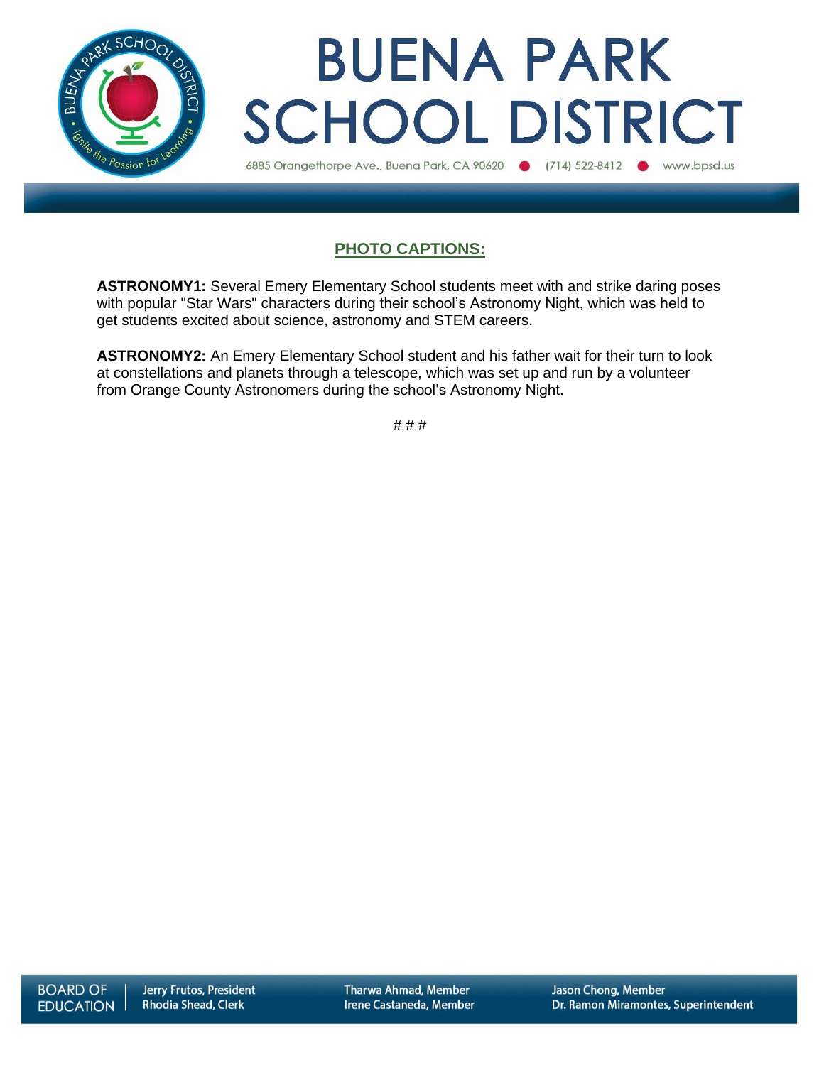## PHOTO CAPTIONS:

**ASTRONOMY1:** Several Emery Elementary School students meet with and strike daring poses with popular "Star Wars" characters during their school's Astronomy Night, which was held to get students excited about science, astronomy and STEM careers.

**ASTRONOMY2:** An Emery Elementary School student and his father wait for their turn to look at constellations and planets through a telescope, which was set up and run by a volunteer from Orange County Astronomers during the school's Astronomy Night.

# # #